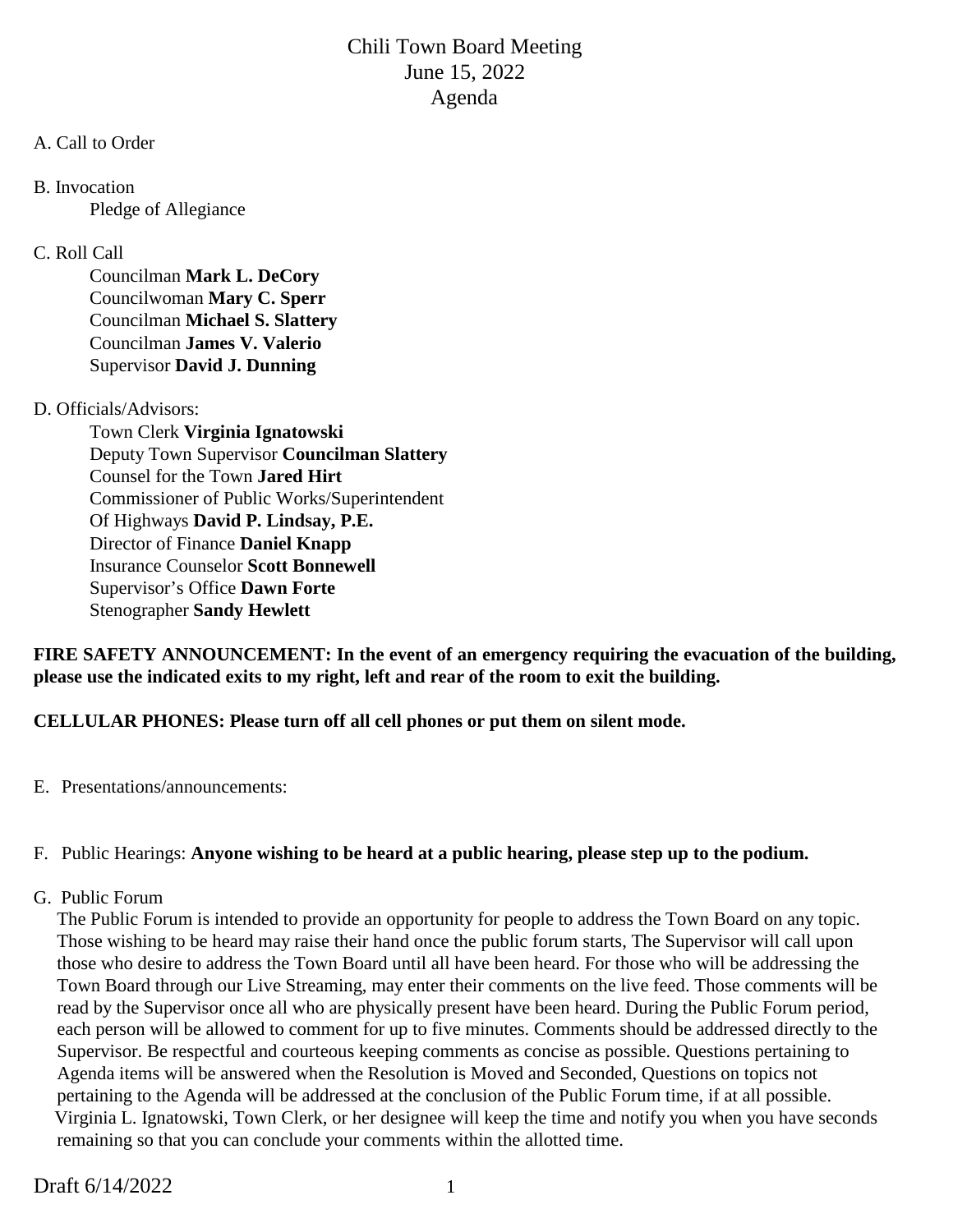# Chili Town Board Meeting
## June 15, 2022
## Agenda

A. Call to Order

B. Invocation
  Pledge of Allegiance

C. Roll Call
  Councilman **Mark L. DeCory**
  Councilwoman **Mary C. Sperr**
  Councilman **Michael S. Slattery**
  Councilman **James V. Valerio**
  Supervisor **David J. Dunning**

D. Officials/Advisors:
  Town Clerk **Virginia Ignatowski**
  Deputy Town Supervisor **Councilman Slattery**
  Counsel for the Town **Jared Hirt**
  Commissioner of Public Works/Superintendent
  Of Highways **David P. Lindsay, P.E.**
  Director of Finance **Daniel Knapp**
  Insurance Counselor **Scott Bonnewell**
  Supervisor's Office **Dawn Forte**
  Stenographer **Sandy Hewlett**

**FIRE SAFETY ANNOUNCEMENT: In the event of an emergency requiring the evacuation of the building, please use the indicated exits to my right, left and rear of the room to exit the building.**

**CELLULAR PHONES: Please turn off all cell phones or put them on silent mode.**

E. Presentations/announcements:

F. Public Hearings: **Anyone wishing to be heard at a public hearing, please step up to the podium.**

G. Public Forum

The Public Forum is intended to provide an opportunity for people to address the Town Board on any topic. Those wishing to be heard may raise their hand once the public forum starts, The Supervisor will call upon those who desire to address the Town Board until all have been heard. For those who will be addressing the Town Board through our Live Streaming, may enter their comments on the live feed. Those comments will be read by the Supervisor once all who are physically present have been heard. During the Public Forum period, each person will be allowed to comment for up to five minutes. Comments should be addressed directly to the Supervisor. Be respectful and courteous keeping comments as concise as possible. Questions pertaining to Agenda items will be answered when the Resolution is Moved and Seconded, Questions on topics not pertaining to the Agenda will be addressed at the conclusion of the Public Forum time, if at all possible. Virginia L. Ignatowski, Town Clerk, or her designee will keep the time and notify you when you have seconds remaining so that you can conclude your comments within the allotted time.

Draft 6/14/2022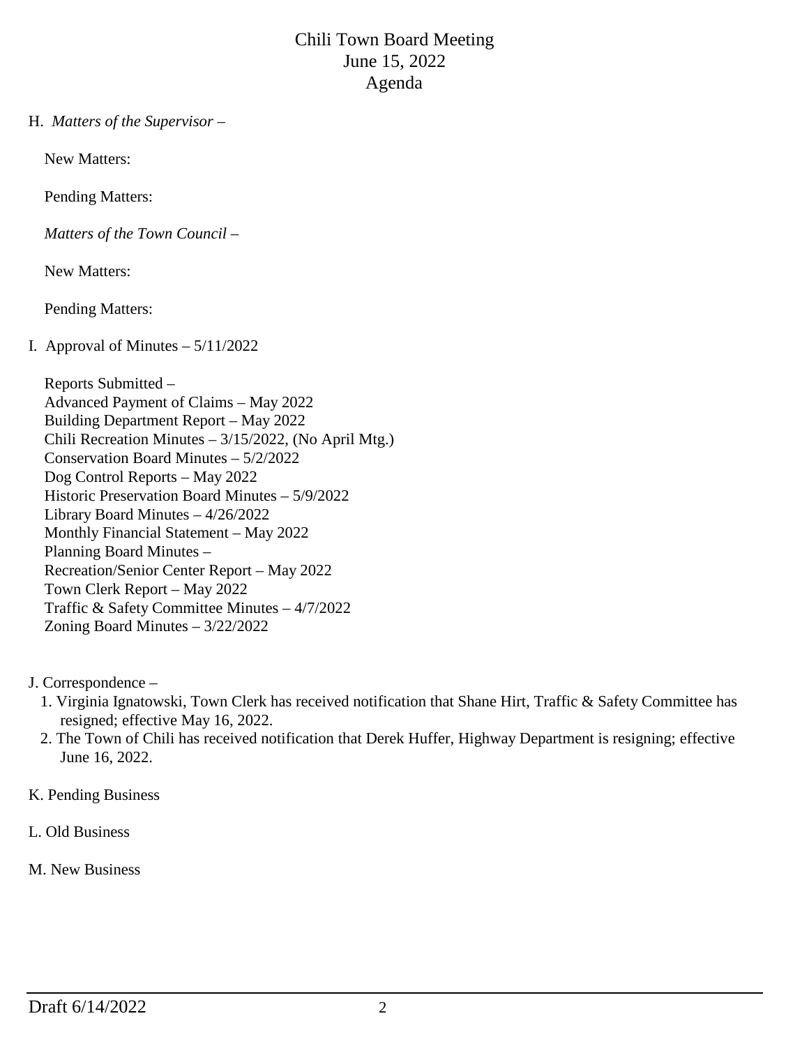# Chili Town Board Meeting
## June 15, 2022
## Agenda

H. *Matters of the Supervisor* –

New Matters:

Pending Matters:

*Matters of the Town Council* –

New Matters:

Pending Matters:

I. Approval of Minutes – 5/11/2022

Reports Submitted –
Advanced Payment of Claims – May 2022
Building Department Report – May 2022
Chili Recreation Minutes – 3/15/2022, (No April Mtg.)
Conservation Board Minutes – 5/2/2022
Dog Control Reports – May 2022
Historic Preservation Board Minutes – 5/9/2022
Library Board Minutes – 4/26/2022
Monthly Financial Statement – May 2022
Planning Board Minutes –
Recreation/Senior Center Report – May 2022
Town Clerk Report – May 2022
Traffic & Safety Committee Minutes – 4/7/2022
Zoning Board Minutes – 3/22/2022

J. Correspondence –

1. Virginia Ignatowski, Town Clerk has received notification that Shane Hirt, Traffic & Safety Committee has resigned; effective May 16, 2022.
2. The Town of Chili has received notification that Derek Huffer, Highway Department is resigning; effective June 16, 2022.

K. Pending Business

L. Old Business

M. New Business

Draft 6/14/2022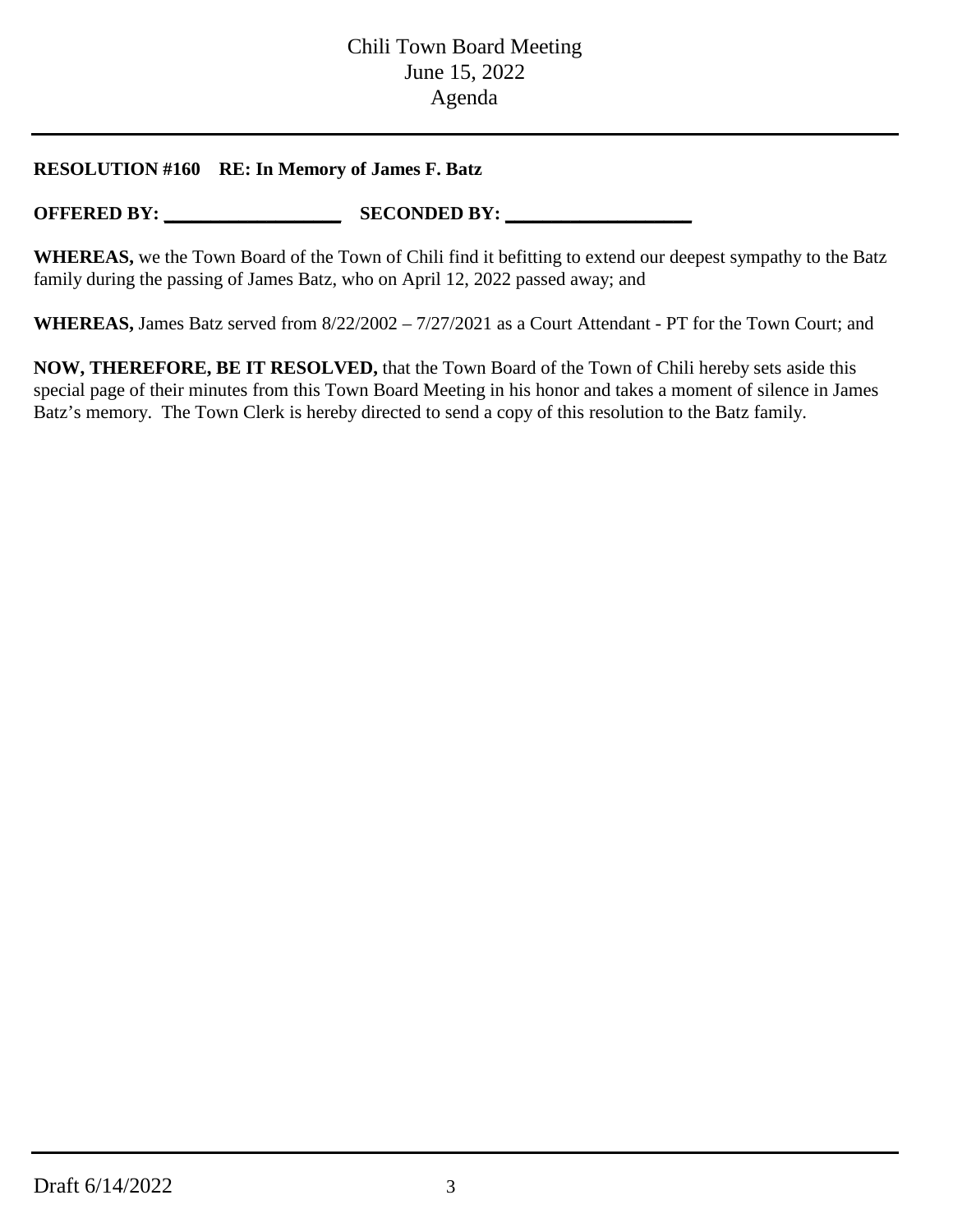**RESOLUTION #160 RE: In Memory of James F. Batz**

**OFFERED BY: ___________________ SECONDED BY: ____________________**

**WHEREAS,** we the Town Board of the Town of Chili find it befitting to extend our deepest sympathy to the Batz family during the passing of James Batz, who on April 12, 2022 passed away; and

**WHEREAS,** James Batz served from 8/22/2002 – 7/27/2021 as a Court Attendant - PT for the Town Court; and

**NOW, THEREFORE, BE IT RESOLVED,** that the Town Board of the Town of Chili hereby sets aside this special page of their minutes from this Town Board Meeting in his honor and takes a moment of silence in James Batz's memory. The Town Clerk is hereby directed to send a copy of this resolution to the Batz family.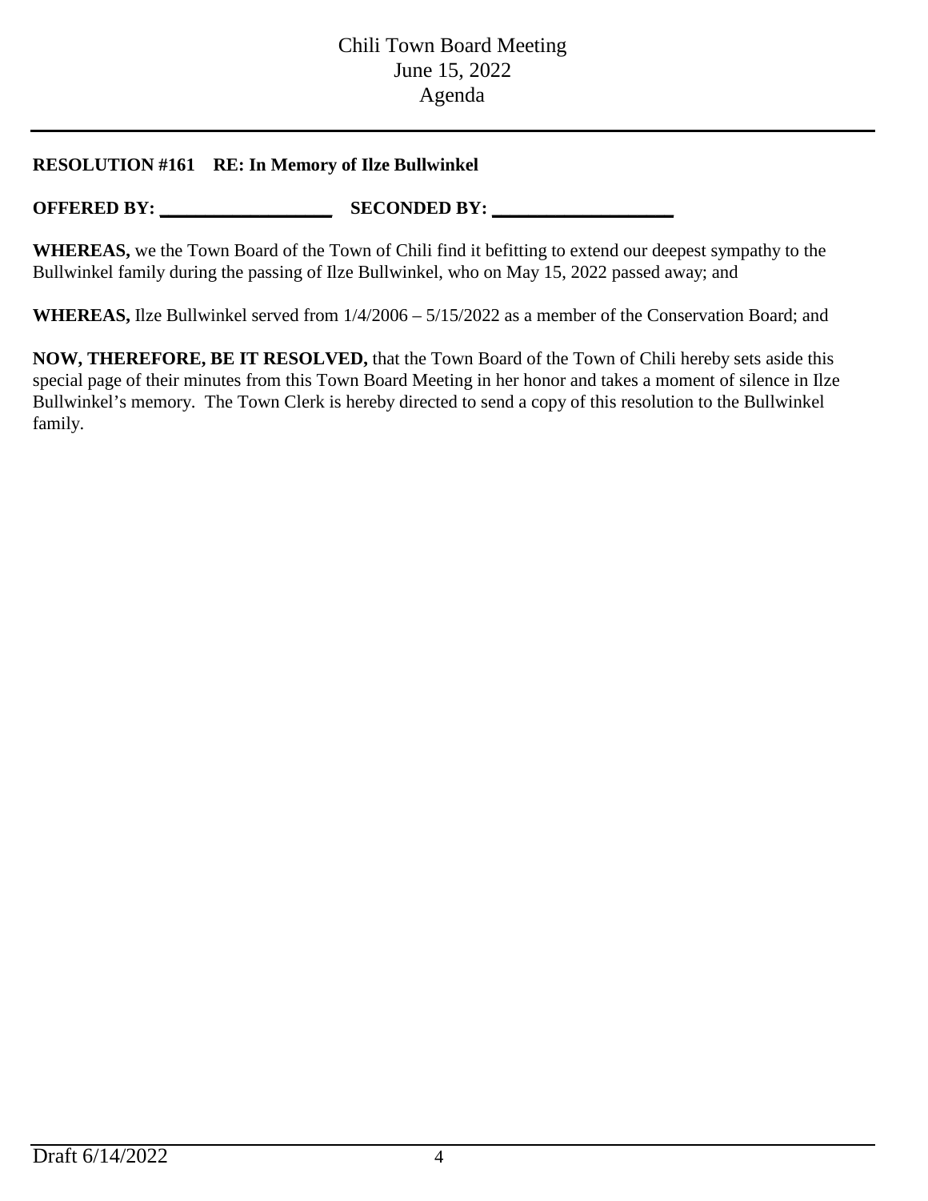**RESOLUTION #161 RE: In Memory of Ilze Bullwinkel**

**OFFERED BY:** ___________________ **SECONDED BY:** ___________________

**WHEREAS,** we the Town Board of the Town of Chili find it befitting to extend our deepest sympathy to the Bullwinkel family during the passing of Ilze Bullwinkel, who on May 15, 2022 passed away; and

**WHEREAS,** Ilze Bullwinkel served from 1/4/2006 – 5/15/2022 as a member of the Conservation Board; and

**NOW, THEREFORE, BE IT RESOLVED,** that the Town Board of the Town of Chili hereby sets aside this special page of their minutes from this Town Board Meeting in her honor and takes a moment of silence in Ilze Bullwinkel's memory. The Town Clerk is hereby directed to send a copy of this resolution to the Bullwinkel family.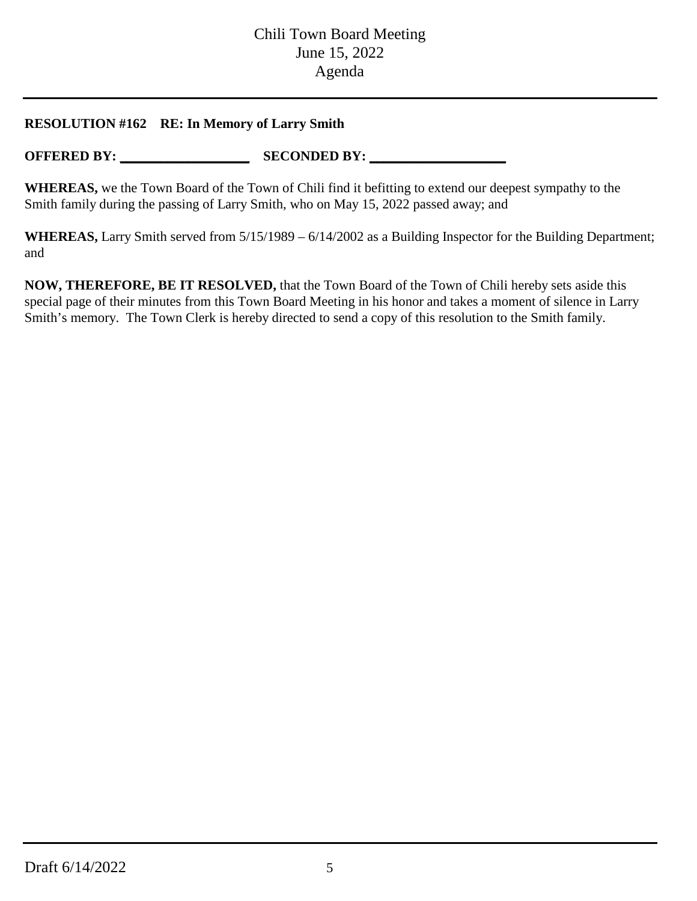**RESOLUTION #162 RE: In Memory of Larry Smith**

**OFFERED BY:** ___________________ **SECONDED BY:** ____________________

**WHEREAS,** we the Town Board of the Town of Chili find it befitting to extend our deepest sympathy to the Smith family during the passing of Larry Smith, who on May 15, 2022 passed away; and

**WHEREAS,** Larry Smith served from 5/15/1989 – 6/14/2002 as a Building Inspector for the Building Department; and

**NOW, THEREFORE, BE IT RESOLVED,** that the Town Board of the Town of Chili hereby sets aside this special page of their minutes from this Town Board Meeting in his honor and takes a moment of silence in Larry Smith's memory. The Town Clerk is hereby directed to send a copy of this resolution to the Smith family.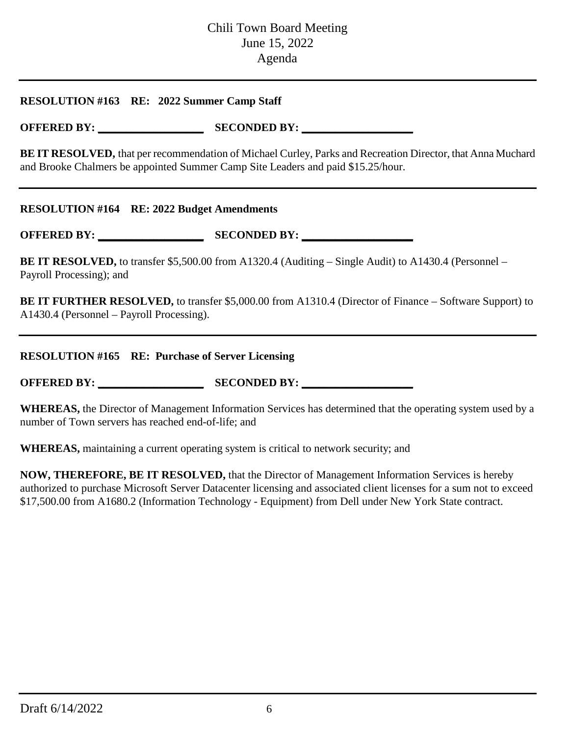**RESOLUTION #163 RE: 2022 Summer Camp Staff**

**OFFERED BY: ___________________ SECONDED BY: ___________________**

**BE IT RESOLVED,** that per recommendation of Michael Curley, Parks and Recreation Director, that Anna Muchard and Brooke Chalmers be appointed Summer Camp Site Leaders and paid $15.25/hour.

---

**RESOLUTION #164 RE: 2022 Budget Amendments**

**OFFERED BY: ___________________ SECONDED BY: ___________________**

**BE IT RESOLVED,** to transfer $5,500.00 from A1320.4 (Auditing – Single Audit) to A1430.4 (Personnel – Payroll Processing); and

**BE IT FURTHER RESOLVED,** to transfer $5,000.00 from A1310.4 (Director of Finance – Software Support) to A1430.4 (Personnel – Payroll Processing).

---

**RESOLUTION #165 RE: Purchase of Server Licensing**

**OFFERED BY: ___________________ SECONDED BY: ___________________**

**WHEREAS,** the Director of Management Information Services has determined that the operating system used by a number of Town servers has reached end-of-life; and

**WHEREAS,** maintaining a current operating system is critical to network security; and

**NOW, THEREFORE, BE IT RESOLVED,** that the Director of Management Information Services is hereby authorized to purchase Microsoft Server Datacenter licensing and associated client licenses for a sum not to exceed $17,500.00 from A1680.2 (Information Technology - Equipment) from Dell under New York State contract.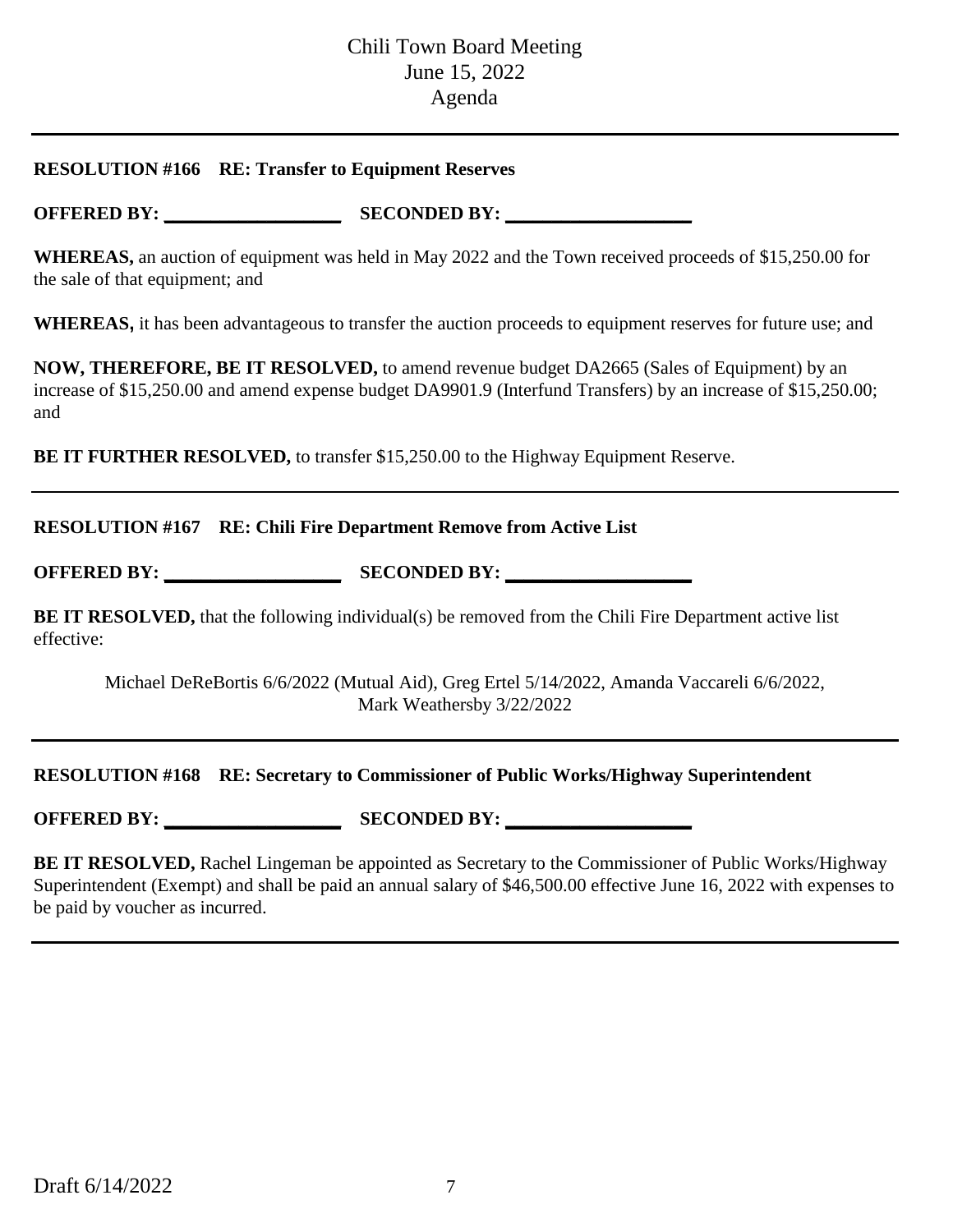**RESOLUTION #166 RE: Transfer to Equipment Reserves**

**OFFERED BY:** ___________________ **SECONDED BY:** ___________________

**WHEREAS,** an auction of equipment was held in May 2022 and the Town received proceeds of $15,250.00 for the sale of that equipment; and

**WHEREAS,** it has been advantageous to transfer the auction proceeds to equipment reserves for future use; and

**NOW, THEREFORE, BE IT RESOLVED,** to amend revenue budget DA2665 (Sales of Equipment) by an increase of $15,250.00 and amend expense budget DA9901.9 (Interfund Transfers) by an increase of $15,250.00; and

**BE IT FURTHER RESOLVED,** to transfer $15,250.00 to the Highway Equipment Reserve.

---

**RESOLUTION #167 RE: Chili Fire Department Remove from Active List**

**OFFERED BY:** ___________________ **SECONDED BY:** ___________________

**BE IT RESOLVED,** that the following individual(s) be removed from the Chili Fire Department active list effective:

Michael DeReBortis 6/6/2022 (Mutual Aid), Greg Ertel 5/14/2022, Amanda Vaccareli 6/6/2022, Mark Weathersby 3/22/2022

---

**RESOLUTION #168 RE: Secretary to Commissioner of Public Works/Highway Superintendent**

**OFFERED BY:** ___________________ **SECONDED BY:** ___________________

**BE IT RESOLVED,** Rachel Lingeman be appointed as Secretary to the Commissioner of Public Works/Highway Superintendent (Exempt) and shall be paid an annual salary of $46,500.00 effective June 16, 2022 with expenses to be paid by voucher as incurred.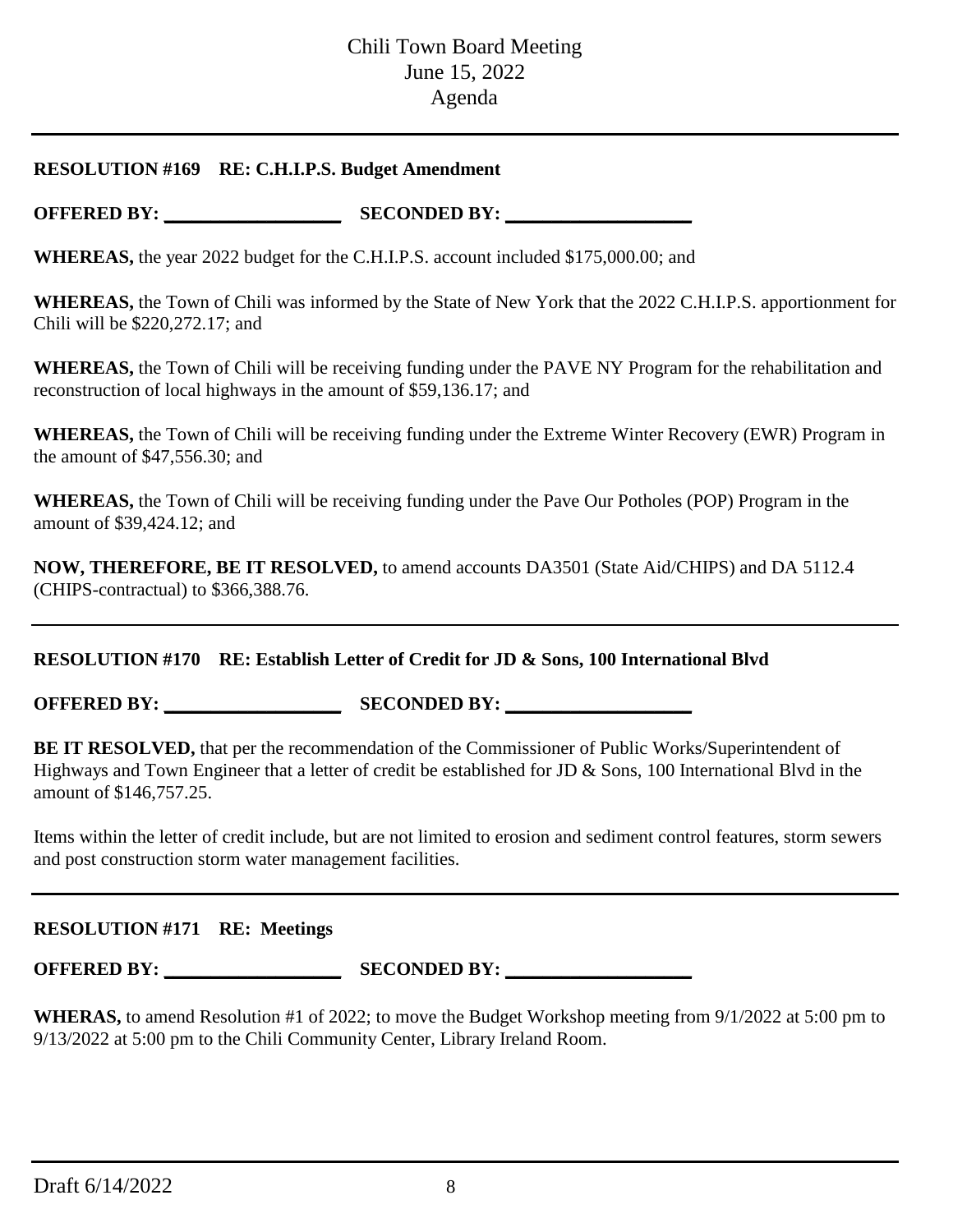**RESOLUTION #169 RE: C.H.I.P.S. Budget Amendment**

**OFFERED BY:** ___________________ **SECONDED BY:** ___________________

**WHEREAS,** the year 2022 budget for the C.H.I.P.S. account included $175,000.00; and

**WHEREAS,** the Town of Chili was informed by the State of New York that the 2022 C.H.I.P.S. apportionment for Chili will be $220,272.17; and

**WHEREAS,** the Town of Chili will be receiving funding under the PAVE NY Program for the rehabilitation and reconstruction of local highways in the amount of $59,136.17; and

**WHEREAS,** the Town of Chili will be receiving funding under the Extreme Winter Recovery (EWR) Program in the amount of $47,556.30; and

**WHEREAS,** the Town of Chili will be receiving funding under the Pave Our Potholes (POP) Program in the amount of $39,424.12; and

**NOW, THEREFORE, BE IT RESOLVED,** to amend accounts DA3501 (State Aid/CHIPS) and DA 5112.4 (CHIPS-contractual) to $366,388.76.

---

**RESOLUTION #170 RE: Establish Letter of Credit for JD & Sons, 100 International Blvd**

**OFFERED BY:** ___________________ **SECONDED BY:** ___________________

**BE IT RESOLVED,** that per the recommendation of the Commissioner of Public Works/Superintendent of Highways and Town Engineer that a letter of credit be established for JD & Sons, 100 International Blvd in the amount of $146,757.25.

Items within the letter of credit include, but are not limited to erosion and sediment control features, storm sewers and post construction storm water management facilities.

---

**RESOLUTION #171 RE: Meetings**

**OFFERED BY:** ___________________ **SECONDED BY:** ___________________

**WHERAS,** to amend Resolution #1 of 2022; to move the Budget Workshop meeting from 9/1/2022 at 5:00 pm to 9/13/2022 at 5:00 pm to the Chili Community Center, Library Ireland Room.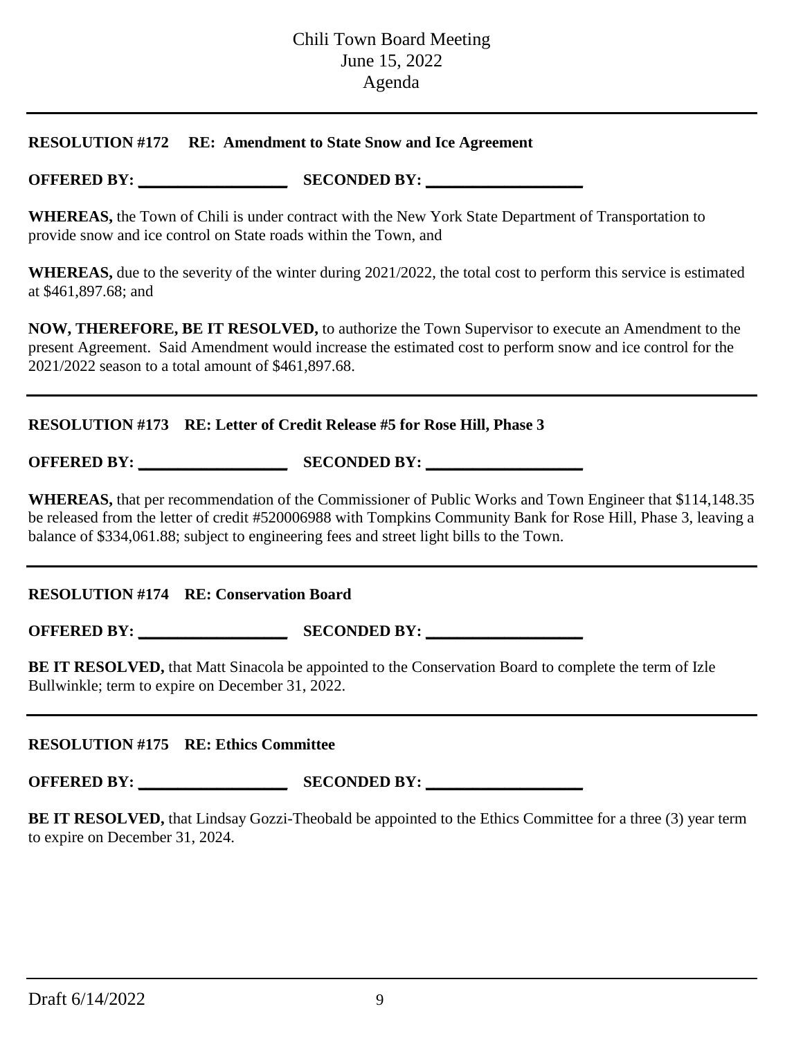Chili Town Board Meeting
June 15, 2022
Agenda

---

**RESOLUTION #172 RE: Amendment to State Snow and Ice Agreement**

**OFFERED BY:** ____________________ **SECONDED BY:** ____________________

**WHEREAS,** the Town of Chili is under contract with the New York State Department of Transportation to provide snow and ice control on State roads within the Town, and

**WHEREAS,** due to the severity of the winter during 2021/2022, the total cost to perform this service is estimated at $461,897.68; and

**NOW, THEREFORE, BE IT RESOLVED,** to authorize the Town Supervisor to execute an Amendment to the present Agreement. Said Amendment would increase the estimated cost to perform snow and ice control for the 2021/2022 season to a total amount of $461,897.68.

---

**RESOLUTION #173 RE: Letter of Credit Release #5 for Rose Hill, Phase 3**

**OFFERED BY:** ____________________ **SECONDED BY:** ____________________

**WHEREAS,** that per recommendation of the Commissioner of Public Works and Town Engineer that $114,148.35 be released from the letter of credit #520006988 with Tompkins Community Bank for Rose Hill, Phase 3, leaving a balance of $334,061.88; subject to engineering fees and street light bills to the Town.

---

**RESOLUTION #174 RE: Conservation Board**

**OFFERED BY:** ____________________ **SECONDED BY:** ____________________

**BE IT RESOLVED,** that Matt Sinacola be appointed to the Conservation Board to complete the term of Izle Bullwinkle; term to expire on December 31, 2022.

---

**RESOLUTION #175 RE: Ethics Committee**

**OFFERED BY:** ____________________ **SECONDED BY:** ____________________

**BE IT RESOLVED,** that Lindsay Gozzi-Theobald be appointed to the Ethics Committee for a three (3) year term to expire on December 31, 2024.

Draft 6/14/2022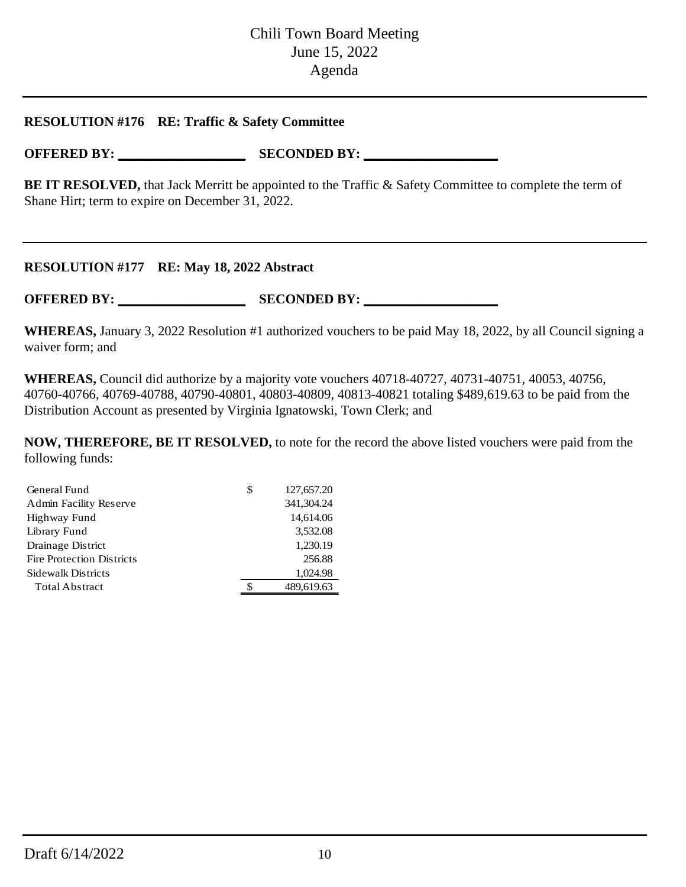**RESOLUTION #176 RE: Traffic & Safety Committee**

**OFFERED BY: ___________________ SECONDED BY: ___________________**

**BE IT RESOLVED,** that Jack Merritt be appointed to the Traffic & Safety Committee to complete the term of Shane Hirt; term to expire on December 31, 2022.

---

**RESOLUTION #177 RE: May 18, 2022 Abstract**

**OFFERED BY: ___________________ SECONDED BY: ___________________**

**WHEREAS,** January 3, 2022 Resolution #1 authorized vouchers to be paid May 18, 2022, by all Council signing a waiver form; and

**WHEREAS,** Council did authorize by a majority vote vouchers 40718-40727, 40731-40751, 40053, 40756, 40760-40766, 40769-40788, 40790-40801, 40803-40809, 40813-40821 totaling $489,619.63 to be paid from the Distribution Account as presented by Virginia Ignatowski, Town Clerk; and

**NOW, THEREFORE, BE IT RESOLVED,** to note for the record the above listed vouchers were paid from the following funds:

| Fund | Amount |
|---|---|
| General Fund | $ 127,657.20 |
| Admin Facility Reserve | 341,304.24 |
| Highway Fund | 14,614.06 |
| Library Fund | 3,532.08 |
| Drainage District | 1,230.19 |
| Fire Protection Districts | 256.88 |
| Sidewalk Districts | 1,024.98 |
| Total Abstract | $ 489,619.63 |

Draft 6/14/2022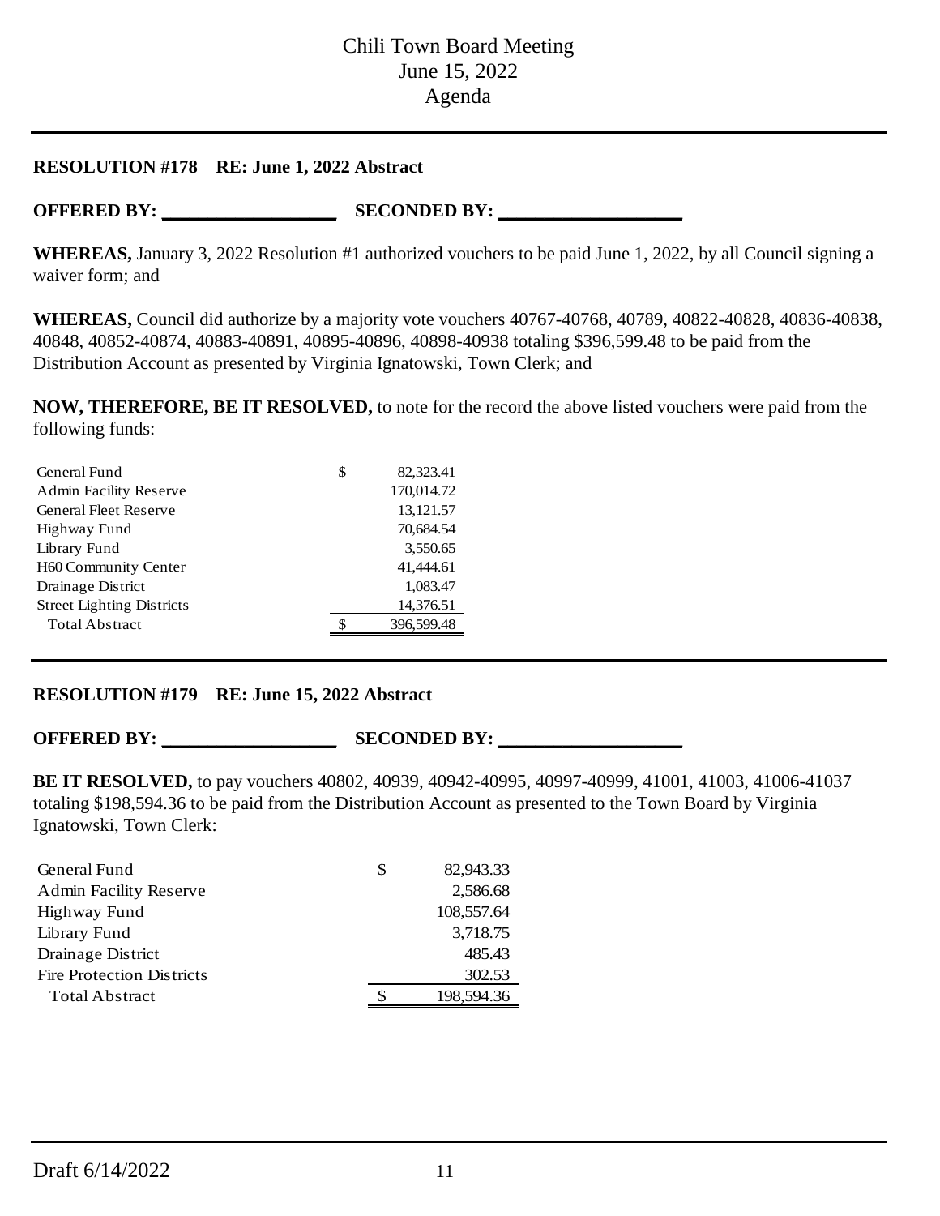**RESOLUTION #178 RE: June 1, 2022 Abstract**

**OFFERED BY: ___________________ SECONDED BY: ____________________**

**WHEREAS,** January 3, 2022 Resolution #1 authorized vouchers to be paid June 1, 2022, by all Council signing a waiver form; and

**WHEREAS,** Council did authorize by a majority vote vouchers 40767-40768, 40789, 40822-40828, 40836-40838, 40848, 40852-40874, 40883-40891, 40895-40896, 40898-40938 totaling $396,599.48 to be paid from the Distribution Account as presented by Virginia Ignatowski, Town Clerk; and

**NOW, THEREFORE, BE IT RESOLVED,** to note for the record the above listed vouchers were paid from the following funds:

| Fund | | Amount |
|---|---|---|
| General Fund | $ | 82,323.41 |
| Admin Facility Reserve | | 170,014.72 |
| General Fleet Reserve | | 13,121.57 |
| Highway Fund | | 70,684.54 |
| Library Fund | | 3,550.65 |
| H60 Community Center | | 41,444.61 |
| Drainage District | | 1,083.47 |
| Street Lighting Districts | | 14,376.51 |
| Total Abstract | $ | 396,599.48 |

**RESOLUTION #179 RE: June 15, 2022 Abstract**

**OFFERED BY: ___________________ SECONDED BY: ____________________**

**BE IT RESOLVED,** to pay vouchers 40802, 40939, 40942-40995, 40997-40999, 41001, 41003, 41006-41037 totaling $198,594.36 to be paid from the Distribution Account as presented to the Town Board by Virginia Ignatowski, Town Clerk:

| Fund | | Amount |
|---|---|---|
| General Fund | $ | 82,943.33 |
| Admin Facility Reserve | | 2,586.68 |
| Highway Fund | | 108,557.64 |
| Library Fund | | 3,718.75 |
| Drainage District | | 485.43 |
| Fire Protection Districts | | 302.53 |
| Total Abstract | $ | 198,594.36 |

Draft 6/14/2022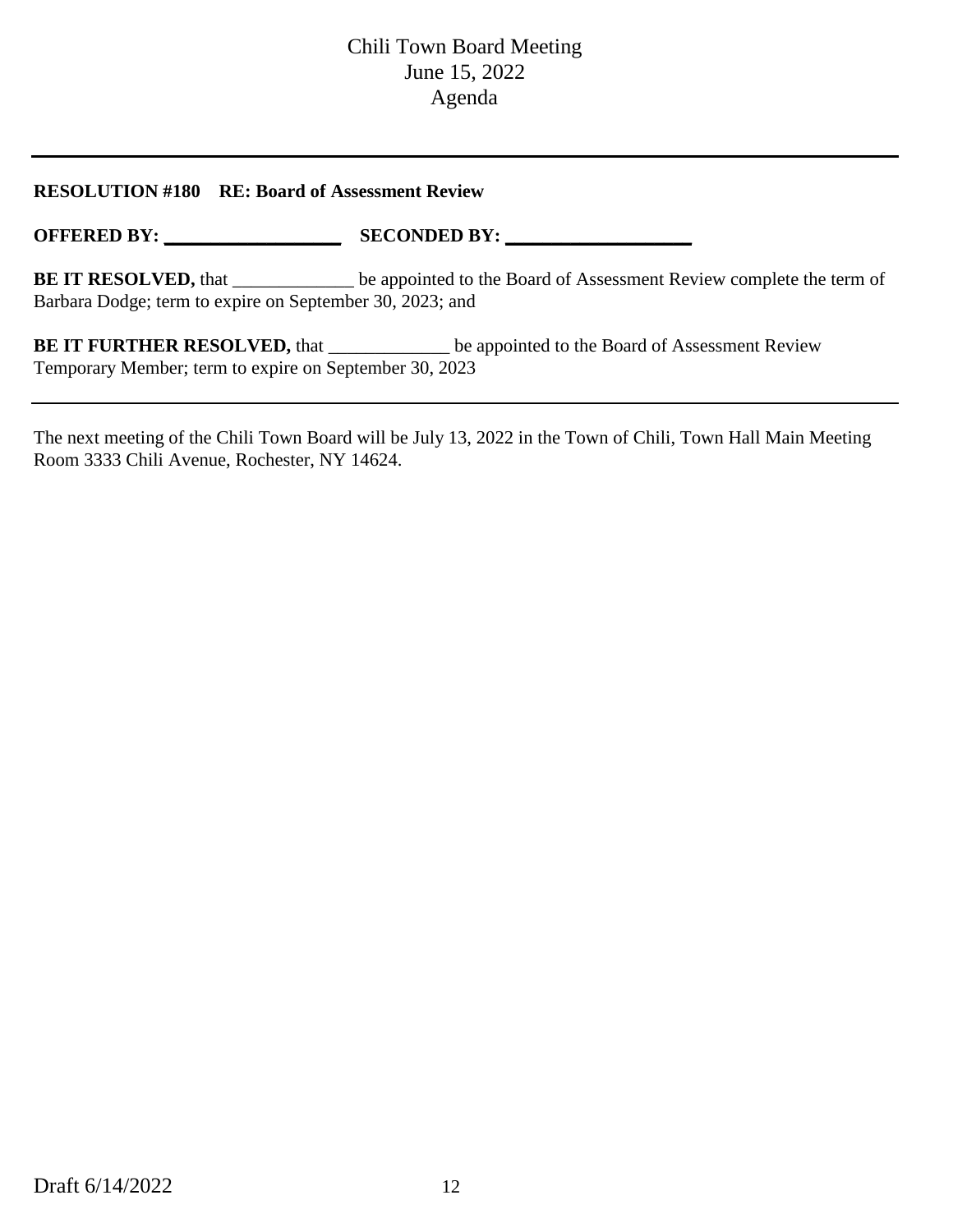# Chili Town Board Meeting
June 15, 2022
Agenda

---

**RESOLUTION #180 RE: Board of Assessment Review**

**OFFERED BY: ___________________ SECONDED BY: ____________________**

**BE IT RESOLVED,** that _____________ be appointed to the Board of Assessment Review complete the term of Barbara Dodge; term to expire on September 30, 2023; and

**BE IT FURTHER RESOLVED,** that _____________ be appointed to the Board of Assessment Review Temporary Member; term to expire on September 30, 2023

---

The next meeting of the Chili Town Board will be July 13, 2022 in the Town of Chili, Town Hall Main Meeting Room 3333 Chili Avenue, Rochester, NY 14624.

Draft 6/14/2022